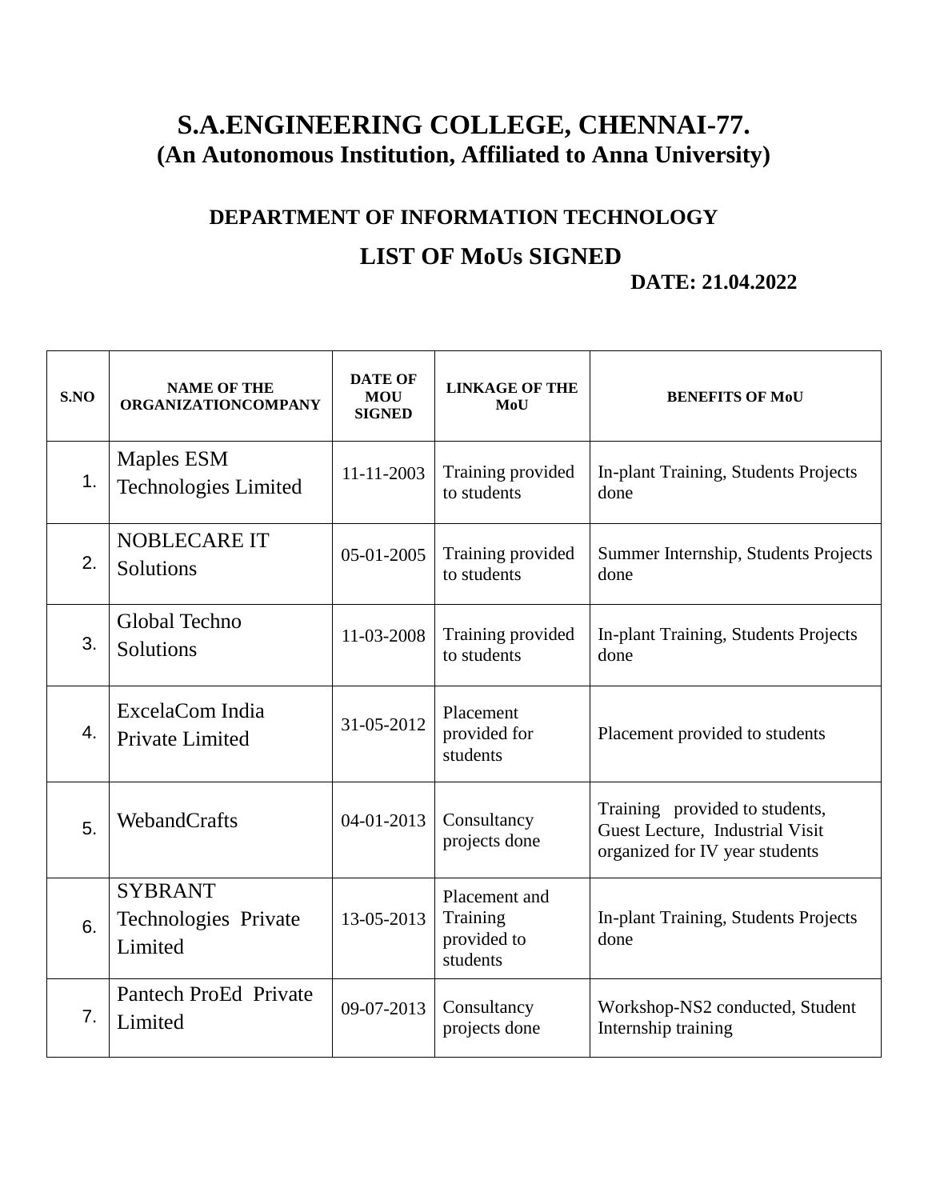# S.A.ENGINEERING COLLEGE, CHENNAI-77.
## (An Autonomous Institution, Affiliated to Anna University)

### DEPARTMENT OF INFORMATION TECHNOLOGY

### LIST OF MoUs SIGNED

**DATE: 21.04.2022**

| S.NO | NAME OF THE ORGANIZATIONCOMPANY | DATE OF MOU SIGNED | LINKAGE OF THE MoU | BENEFITS OF MoU |
|---|---|---|---|---|
| 1. | Maples ESM Technologies Limited | 11-11-2003 | Training provided to students | In-plant Training, Students Projects done |
| 2. | NOBLECARE IT Solutions | 05-01-2005 | Training provided to students | Summer Internship, Students Projects done |
| 3. | Global Techno Solutions | 11-03-2008 | Training provided to students | In-plant Training, Students Projects done |
| 4. | ExcelaCom India Private Limited | 31-05-2012 | Placement provided for students | Placement provided to students |
| 5. | WebandCrafts | 04-01-2013 | Consultancy projects done | Training provided to students, Guest Lecture, Industrial Visit organized for IV year students |
| 6. | SYBRANT Technologies Private Limited | 13-05-2013 | Placement and Training provided to students | In-plant Training, Students Projects done |
| 7. | Pantech ProEd Private Limited | 09-07-2013 | Consultancy projects done | Workshop-NS2 conducted, Student Internship training |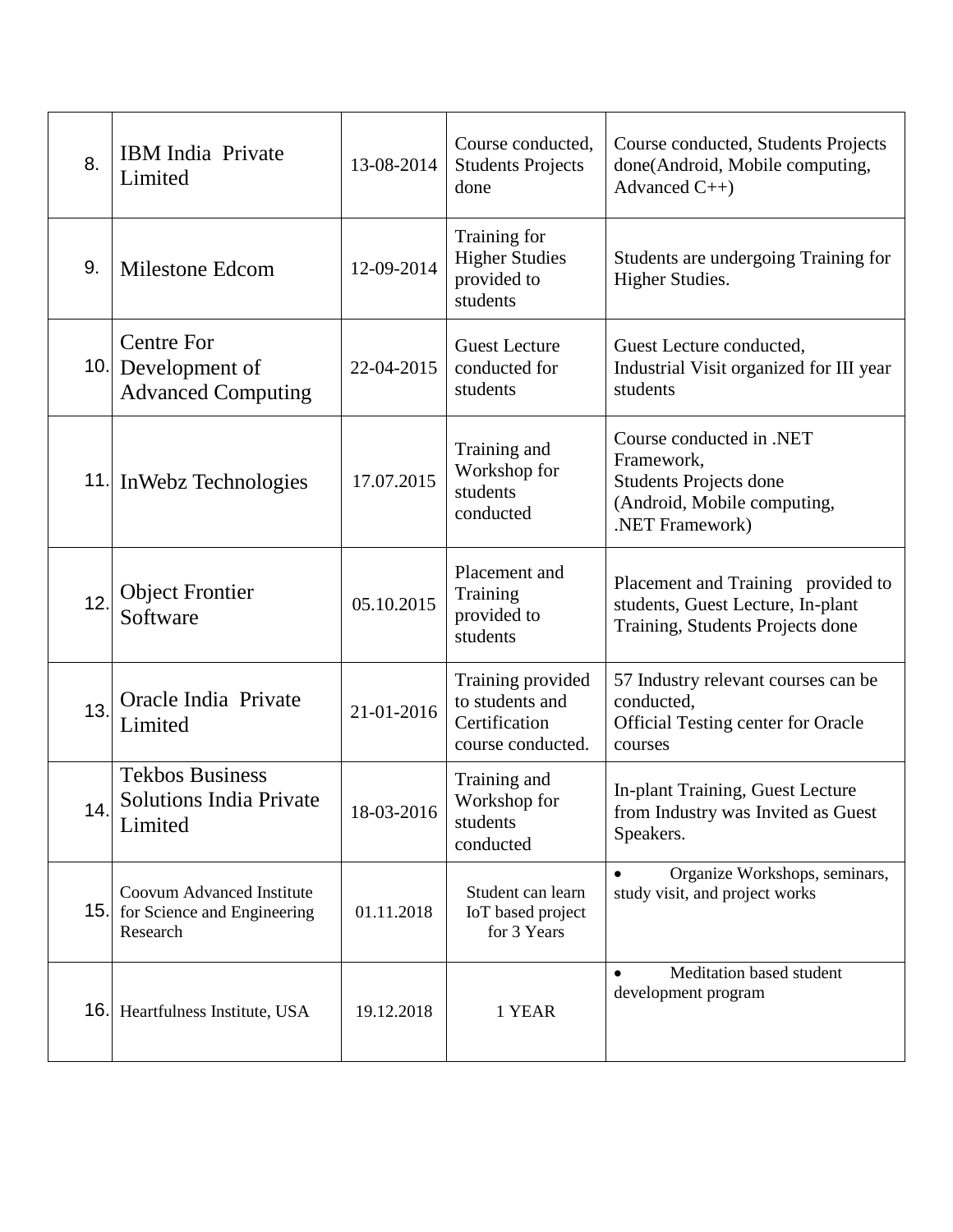| | | | | |
|---|---|---|---|---|
| 8. | IBM India Private Limited | 13-08-2014 | Course conducted, Students Projects done | Course conducted, Students Projects done(Android, Mobile computing, Advanced C++) |
| 9. | Milestone Edcom | 12-09-2014 | Training for Higher Studies provided to students | Students are undergoing Training for Higher Studies. |
| 10. | Centre For Development of Advanced Computing | 22-04-2015 | Guest Lecture conducted for students | Guest Lecture conducted, Industrial Visit organized for III year students |
| 11. | InWebz Technologies | 17.07.2015 | Training and Workshop for students conducted | Course conducted in .NET Framework, Students Projects done (Android, Mobile computing, .NET Framework) |
| 12. | Object Frontier Software | 05.10.2015 | Placement and Training provided to students | Placement and Training provided to students, Guest Lecture, In-plant Training, Students Projects done |
| 13. | Oracle India Private Limited | 21-01-2016 | Training provided to students and Certification course conducted. | 57 Industry relevant courses can be conducted, Official Testing center for Oracle courses |
| 14. | Tekbos Business Solutions India Private Limited | 18-03-2016 | Training and Workshop for students conducted | In-plant Training, Guest Lecture from Industry was Invited as Guest Speakers. |
| 15. | Coovum Advanced Institute for Science and Engineering Research | 01.11.2018 | Student can learn IoT based project for 3 Years | • Organize Workshops, seminars, study visit, and project works |
| 16. | Heartfulness Institute, USA | 19.12.2018 | 1 YEAR | • Meditation based student development program |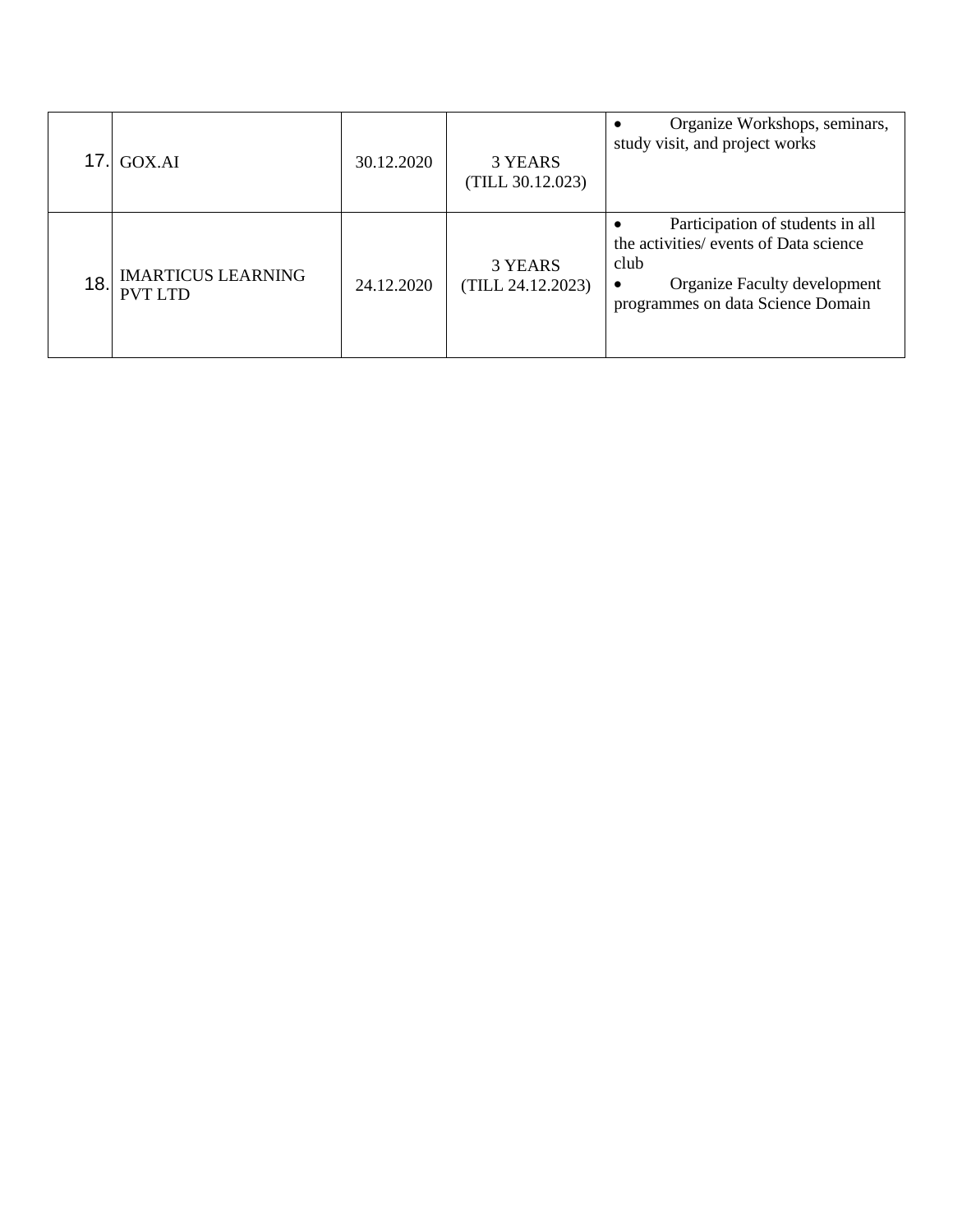| | | | | |
|---|---|---|---|---|
| 17. | GOX.AI | 30.12.2020 | 3 YEARS (TILL 30.12.023) | • Organize Workshops, seminars, study visit, and project works |
| 18. | IMARTICUS LEARNING PVT LTD | 24.12.2020 | 3 YEARS (TILL 24.12.2023) | • Participation of students in all the activities/ events of Data science club<br>• Organize Faculty development programmes on data Science Domain |